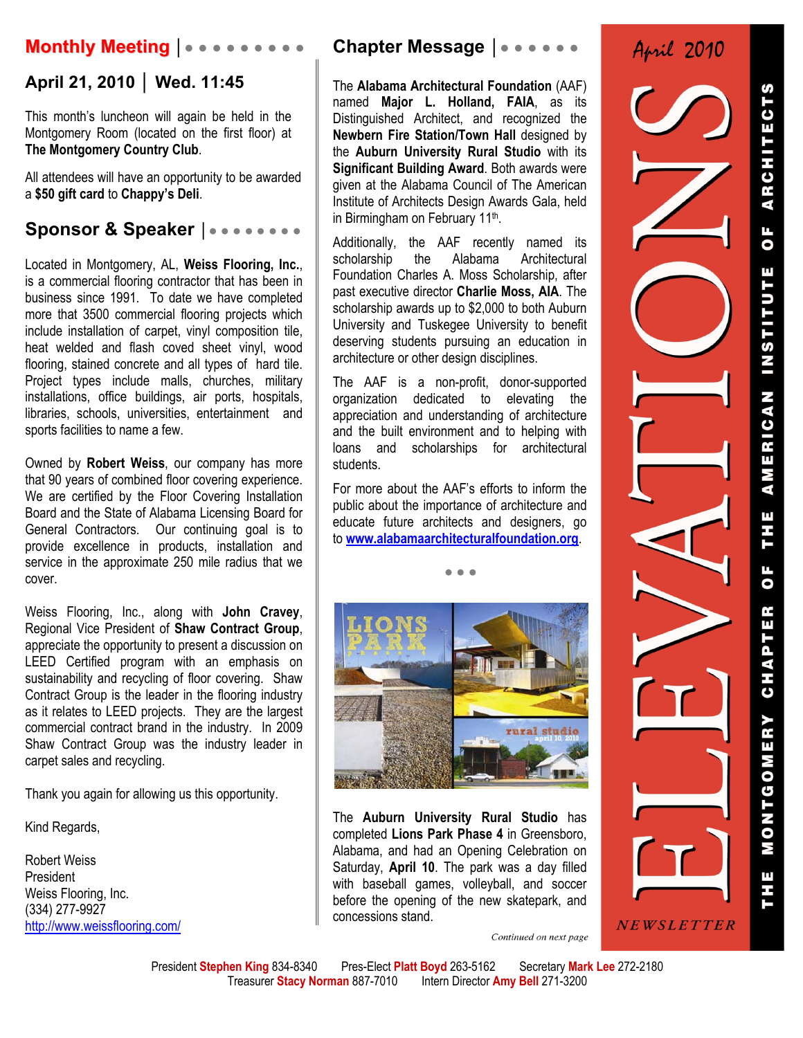# ELEVATIONS NEWSLETTER

April 2010

THE MONTGOMERY CHAPTER OF THE AMERICAN INSTITUTE OF ARCHITECTS

## Monthly Meeting

### April 21, 2010 | Wed. 11:45

This month's luncheon will again be held in the Montgomery Room (located on the first floor) at **The Montgomery Country Club**.

All attendees will have an opportunity to be awarded a **$50 gift card** to **Chappy's Deli**.

## Sponsor & Speaker

Located in Montgomery, AL, **Weiss Flooring, Inc.**, is a commercial flooring contractor that has been in business since 1991. To date we have completed more that 3500 commercial flooring projects which include installation of carpet, vinyl composition tile, heat welded and flash coved sheet vinyl, wood flooring, stained concrete and all types of hard tile. Project types include malls, churches, military installations, office buildings, air ports, hospitals, libraries, schools, universities, entertainment and sports facilities to name a few.

Owned by **Robert Weiss**, our company has more that 90 years of combined floor covering experience. We are certified by the Floor Covering Installation Board and the State of Alabama Licensing Board for General Contractors. Our continuing goal is to provide excellence in products, installation and service in the approximate 250 mile radius that we cover.

Weiss Flooring, Inc., along with **John Cravey**, Regional Vice President of **Shaw Contract Group**, appreciate the opportunity to present a discussion on LEED Certified program with an emphasis on sustainability and recycling of floor covering. Shaw Contract Group is the leader in the flooring industry as it relates to LEED projects. They are the largest commercial contract brand in the industry. In 2009 Shaw Contract Group was the industry leader in carpet sales and recycling.

Thank you again for allowing us this opportunity.

Kind Regards,

Robert Weiss
President
Weiss Flooring, Inc.
(334) 277-9927
http://www.weissflooring.com/

## Chapter Message

The **Alabama Architectural Foundation** (AAF) named **Major L. Holland, FAIA**, as its Distinguished Architect, and recognized the **Newbern Fire Station/Town Hall** designed by the **Auburn University Rural Studio** with its **Significant Building Award**. Both awards were given at the Alabama Council of The American Institute of Architects Design Awards Gala, held in Birmingham on February 11th.

Additionally, the AAF recently named its scholarship the Alabama Architectural Foundation Charles A. Moss Scholarship, after past executive director **Charlie Moss, AIA**. The scholarship awards up to $2,000 to both Auburn University and Tuskegee University to benefit deserving students pursuing an education in architecture or other design disciplines.

The AAF is a non-profit, donor-supported organization dedicated to elevating the appreciation and understanding of architecture and the built environment and to helping with loans and scholarships for architectural students.

For more about the AAF's efforts to inform the public about the importance of architecture and educate future architects and designers, go to **www.alabamaarchitecturalfoundation.org**.

• • •

The **Auburn University Rural Studio** has completed **Lions Park Phase 4** in Greensboro, Alabama, and had an Opening Celebration on Saturday, **April 10**. The park was a day filled with baseball games, volleyball, and soccer before the opening of the new skatepark, and concessions stand.

*Continued on next page*

President **Stephen King** 834-8340 Pres-Elect **Platt Boyd** 263-5162 Secretary **Mark Lee** 272-2180
Treasurer **Stacy Norman** 887-7010 Intern Director **Amy Bell** 271-3200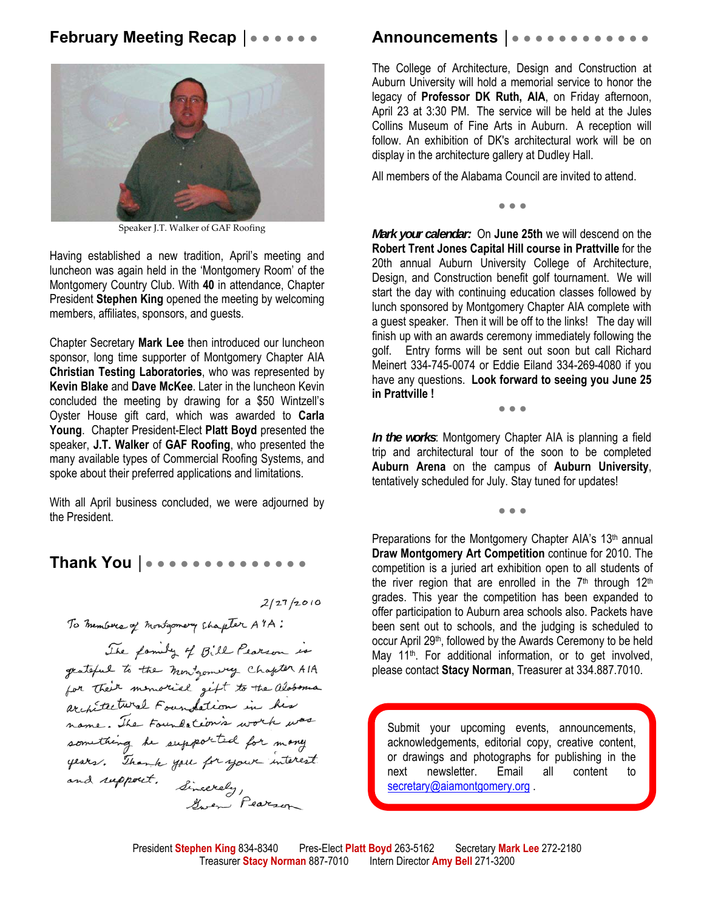## February Meeting Recap

Speaker J.T. Walker of GAF Roofing

Having established a new tradition, April's meeting and luncheon was again held in the 'Montgomery Room' of the Montgomery Country Club. With **40** in attendance, Chapter President **Stephen King** opened the meeting by welcoming members, affiliates, sponsors, and guests.

Chapter Secretary **Mark Lee** then introduced our luncheon sponsor, long time supporter of Montgomery Chapter AIA **Christian Testing Laboratories**, who was represented by **Kevin Blake** and **Dave McKee**. Later in the luncheon Kevin concluded the meeting by drawing for a $50 Wintzell's Oyster House gift card, which was awarded to **Carla Young**. Chapter President-Elect **Platt Boyd** presented the speaker, **J.T. Walker** of **GAF Roofing**, who presented the many available types of Commercial Roofing Systems, and spoke about their preferred applications and limitations.

With all April business concluded, we were adjourned by the President.

## Thank You

2/27/2010

To Members of Montgomery Chapter AIA:

The family of Bill Pearson is grateful to the Montgomery Chapter AIA for their memorial gift to the Alabama Architectural Foundation in his name. The Foundation's work was something he supported for many years. Thank you for your interest and support.

Sincerely,
Gwen Pearson

## Announcements

The College of Architecture, Design and Construction at Auburn University will hold a memorial service to honor the legacy of **Professor DK Ruth, AIA**, on Friday afternoon, April 23 at 3:30 PM. The service will be held at the Jules Collins Museum of Fine Arts in Auburn. A reception will follow. An exhibition of DK's architectural work will be on display in the architecture gallery at Dudley Hall.

All members of the Alabama Council are invited to attend.

• • •

***Mark your calendar:*** On **June 25th** we will descend on the **Robert Trent Jones Capital Hill course in Prattville** for the 20th annual Auburn University College of Architecture, Design, and Construction benefit golf tournament. We will start the day with continuing education classes followed by lunch sponsored by Montgomery Chapter AIA complete with a guest speaker. Then it will be off to the links! The day will finish up with an awards ceremony immediately following the golf. Entry forms will be sent out soon but call Richard Meinert 334-745-0074 or Eddie Eiland 334-269-4080 if you have any questions. **Look forward to seeing you June 25 in Prattville !**

• • •

***In the works***: Montgomery Chapter AIA is planning a field trip and architectural tour of the soon to be completed **Auburn Arena** on the campus of **Auburn University**, tentatively scheduled for July. Stay tuned for updates!

• • •

Preparations for the Montgomery Chapter AIA's 13th annual **Draw Montgomery Art Competition** continue for 2010. The competition is a juried art exhibition open to all students of the river region that are enrolled in the 7th through 12th grades. This year the competition has been expanded to offer participation to Auburn area schools also. Packets have been sent out to schools, and the judging is scheduled to occur April 29th, followed by the Awards Ceremony to be held May 11th. For additional information, or to get involved, please contact **Stacy Norman**, Treasurer at 334.887.7010.

Submit your upcoming events, announcements, acknowledgements, editorial copy, creative content, or drawings and photographs for publishing in the next newsletter. Email all content to secretary@aiamontgomery.org .

President **Stephen King** 834-8340 Pres-Elect **Platt Boyd** 263-5162 Secretary **Mark Lee** 272-2180
Treasurer **Stacy Norman** 887-7010 Intern Director **Amy Bell** 271-3200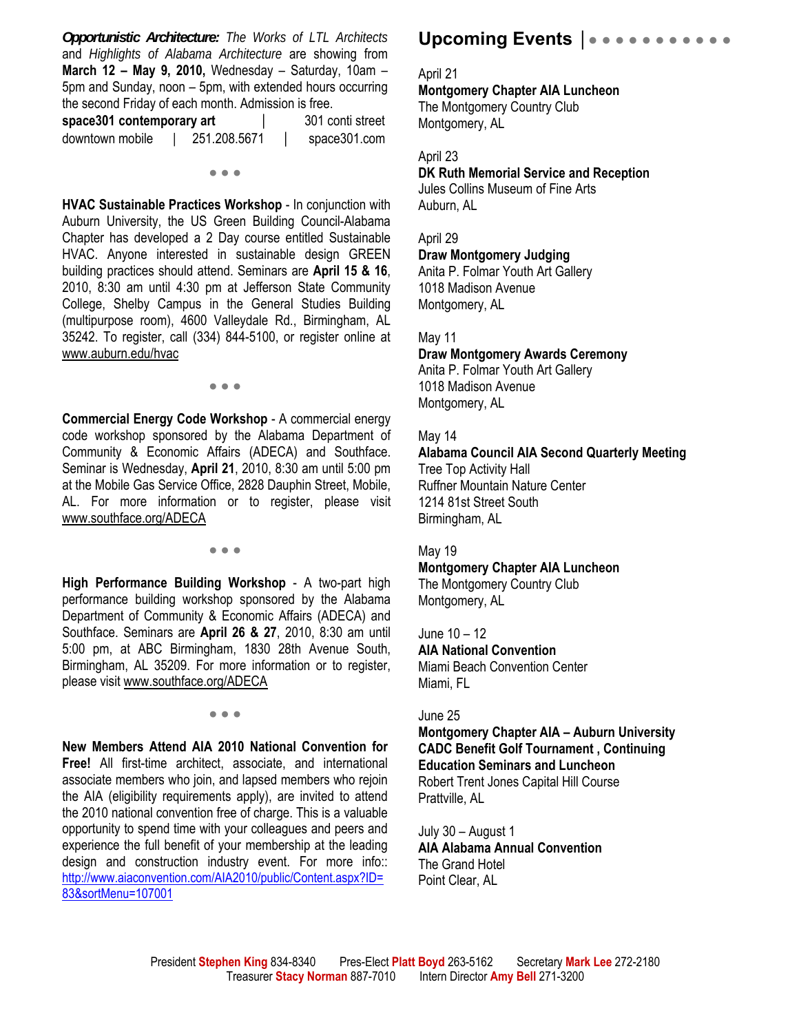***Opportunistic Architecture:*** *The Works of LTL Architects* and *Highlights of Alabama Architecture* are showing from **March 12 – May 9, 2010,** Wednesday – Saturday, 10am – 5pm and Sunday, noon – 5pm, with extended hours occurring the second Friday of each month. Admission is free.

**space301 contemporary art** | 301 conti street
downtown mobile | 251.208.5671 | space301.com

• • •

**HVAC Sustainable Practices Workshop** - In conjunction with Auburn University, the US Green Building Council-Alabama Chapter has developed a 2 Day course entitled Sustainable HVAC. Anyone interested in sustainable design GREEN building practices should attend. Seminars are **April 15 & 16**, 2010, 8:30 am until 4:30 pm at Jefferson State Community College, Shelby Campus in the General Studies Building (multipurpose room), 4600 Valleydale Rd., Birmingham, AL 35242. To register, call (334) 844-5100, or register online at www.auburn.edu/hvac

• • •

**Commercial Energy Code Workshop** - A commercial energy code workshop sponsored by the Alabama Department of Community & Economic Affairs (ADECA) and Southface. Seminar is Wednesday, **April 21**, 2010, 8:30 am until 5:00 pm at the Mobile Gas Service Office, 2828 Dauphin Street, Mobile, AL. For more information or to register, please visit www.southface.org/ADECA

• • •

**High Performance Building Workshop** - A two-part high performance building workshop sponsored by the Alabama Department of Community & Economic Affairs (ADECA) and Southface. Seminars are **April 26 & 27**, 2010, 8:30 am until 5:00 pm, at ABC Birmingham, 1830 28th Avenue South, Birmingham, AL 35209. For more information or to register, please visit www.southface.org/ADECA

• • •

**New Members Attend AIA 2010 National Convention for Free!** All first-time architect, associate, and international associate members who join, and lapsed members who rejoin the AIA (eligibility requirements apply), are invited to attend the 2010 national convention free of charge. This is a valuable opportunity to spend time with your colleagues and peers and experience the full benefit of your membership at the leading design and construction industry event. For more info:: http://www.aiaconvention.com/AIA2010/public/Content.aspx?ID=83&sortMenu=107001

## Upcoming Events

April 21
**Montgomery Chapter AIA Luncheon**
The Montgomery Country Club
Montgomery, AL

April 23
**DK Ruth Memorial Service and Reception**
Jules Collins Museum of Fine Arts
Auburn, AL

April 29
**Draw Montgomery Judging**
Anita P. Folmar Youth Art Gallery
1018 Madison Avenue
Montgomery, AL

May 11
**Draw Montgomery Awards Ceremony**
Anita P. Folmar Youth Art Gallery
1018 Madison Avenue
Montgomery, AL

May 14
**Alabama Council AIA Second Quarterly Meeting**
Tree Top Activity Hall
Ruffner Mountain Nature Center
1214 81st Street South
Birmingham, AL

May 19
**Montgomery Chapter AIA Luncheon**
The Montgomery Country Club
Montgomery, AL

June 10 – 12
**AIA National Convention**
Miami Beach Convention Center
Miami, FL

June 25
**Montgomery Chapter AIA – Auburn University CADC Benefit Golf Tournament , Continuing Education Seminars and Luncheon**
Robert Trent Jones Capital Hill Course
Prattville, AL

July 30 – August 1
**AIA Alabama Annual Convention**
The Grand Hotel
Point Clear, AL

President **Stephen King** 834-8340 Pres-Elect **Platt Boyd** 263-5162 Secretary **Mark Lee** 272-2180
Treasurer **Stacy Norman** 887-7010 Intern Director **Amy Bell** 271-3200